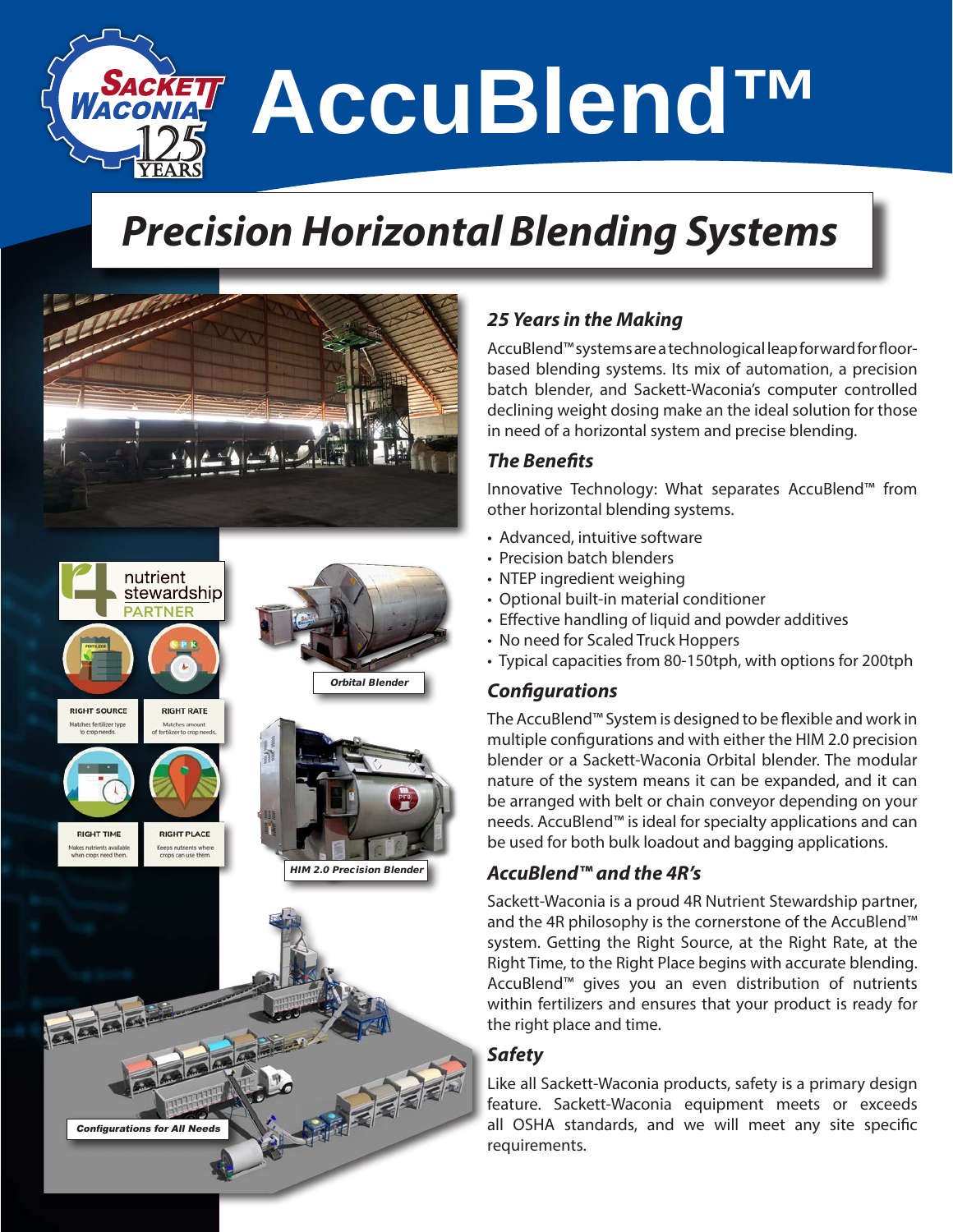# AccuBlend™

## Precision Horizontal Blending Systems

Orbital Blender

HIM 2.0 Precision Blender

Configurations for All Needs

### 25 Years in the Making

AccuBlend™ systems are a technological leap forward for floor-based blending systems. Its mix of automation, a precision batch blender, and Sackett-Waconia's computer controlled declining weight dosing make an the ideal solution for those in need of a horizontal system and precise blending.

### The Benefits

Innovative Technology: What separates AccuBlend™ from other horizontal blending systems.

- Advanced, intuitive software
- Precision batch blenders
- NTEP ingredient weighing
- Optional built-in material conditioner
- Effective handling of liquid and powder additives
- No need for Scaled Truck Hoppers
- Typical capacities from 80-150tph, with options for 200tph

### Configurations

The AccuBlend™ System is designed to be flexible and work in multiple configurations and with either the HIM 2.0 precision blender or a Sackett-Waconia Orbital blender. The modular nature of the system means it can be expanded, and it can be arranged with belt or chain conveyor depending on your needs. AccuBlend™ is ideal for specialty applications and can be used for both bulk loadout and bagging applications.

### AccuBlend™ and the 4R's

Sackett-Waconia is a proud 4R Nutrient Stewardship partner, and the 4R philosophy is the cornerstone of the AccuBlend™ system. Getting the Right Source, at the Right Rate, at the Right Time, to the Right Place begins with accurate blending. AccuBlend™ gives you an even distribution of nutrients within fertilizers and ensures that your product is ready for the right place and time.

### Safety

Like all Sackett-Waconia products, safety is a primary design feature. Sackett-Waconia equipment meets or exceeds all OSHA standards, and we will meet any site specific requirements.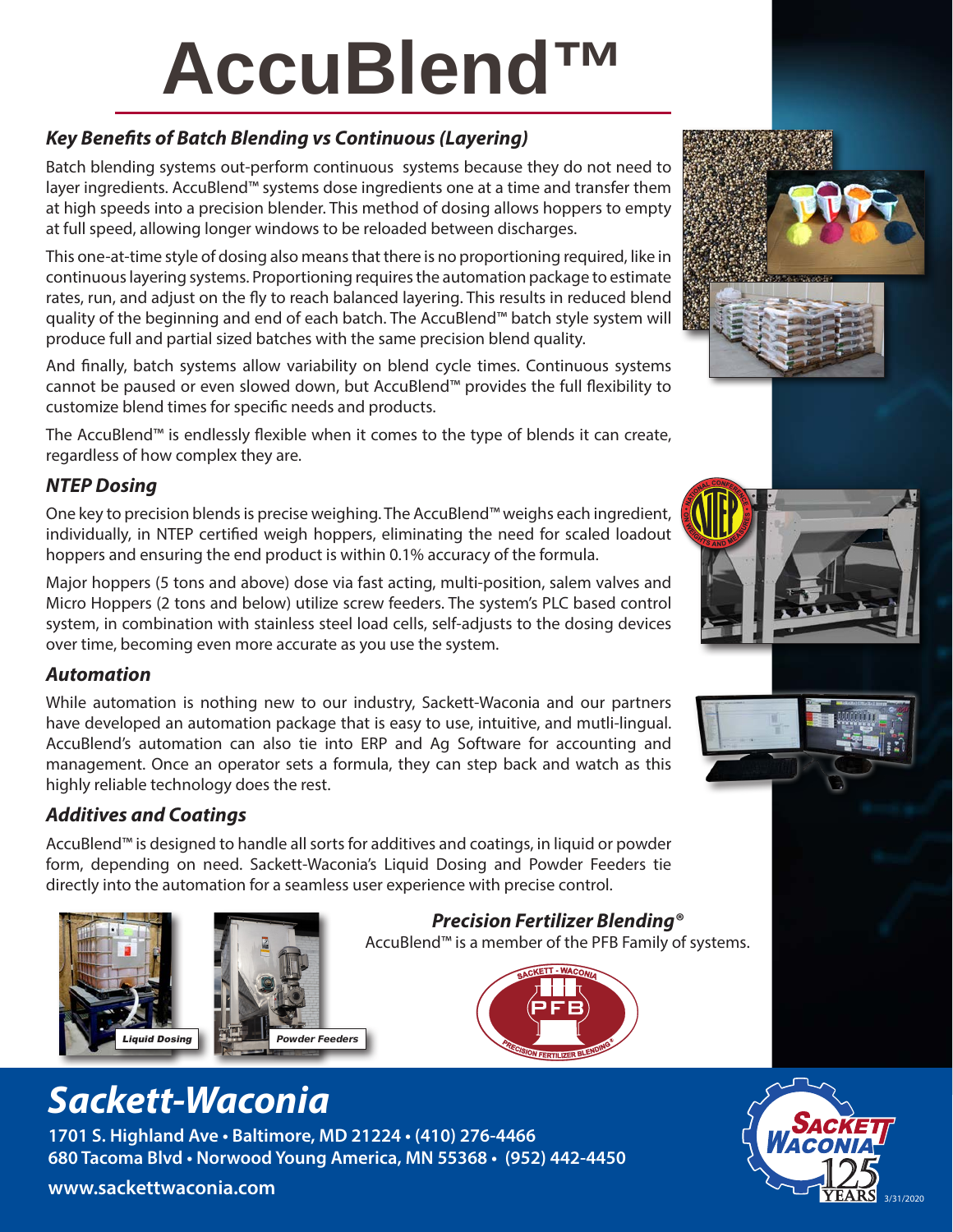# AccuBlend™

### *Key Benefits of Batch Blending vs Continuous (Layering)*

Batch blending systems out-perform continuous systems because they do not need to layer ingredients. AccuBlend™ systems dose ingredients one at a time and transfer them at high speeds into a precision blender. This method of dosing allows hoppers to empty at full speed, allowing longer windows to be reloaded between discharges.

This one-at-time style of dosing also means that there is no proportioning required, like in continuous layering systems. Proportioning requires the automation package to estimate rates, run, and adjust on the fly to reach balanced layering. This results in reduced blend quality of the beginning and end of each batch. The AccuBlend™ batch style system will produce full and partial sized batches with the same precision blend quality.

And finally, batch systems allow variability on blend cycle times. Continuous systems cannot be paused or even slowed down, but AccuBlend™ provides the full flexibility to customize blend times for specific needs and products.

The AccuBlend™ is endlessly flexible when it comes to the type of blends it can create, regardless of how complex they are.

### *NTEP Dosing*

One key to precision blends is precise weighing. The AccuBlend™ weighs each ingredient, individually, in NTEP certified weigh hoppers, eliminating the need for scaled loadout hoppers and ensuring the end product is within 0.1% accuracy of the formula.

Major hoppers (5 tons and above) dose via fast acting, multi-position, salem valves and Micro Hoppers (2 tons and below) utilize screw feeders. The system's PLC based control system, in combination with stainless steel load cells, self-adjusts to the dosing devices over time, becoming even more accurate as you use the system.

### *Automation*

While automation is nothing new to our industry, Sackett-Waconia and our partners have developed an automation package that is easy to use, intuitive, and mutli-lingual. AccuBlend's automation can also tie into ERP and Ag Software for accounting and management. Once an operator sets a formula, they can step back and watch as this highly reliable technology does the rest.

### *Additives and Coatings*

AccuBlend™ is designed to handle all sorts for additives and coatings, in liquid or powder form, depending on need. Sackett-Waconia's Liquid Dosing and Powder Feeders tie directly into the automation for a seamless user experience with precise control.

Liquid Dosing

Powder Feeders

### *Precision Fertilizer Blending®*

AccuBlend™ is a member of the PFB Family of systems.

## *Sackett-Waconia*

**1701 S. Highland Ave • Baltimore, MD 21224 • (410) 276-4466**
**680 Tacoma Blvd • Norwood Young America, MN 55368 • (952) 442-4450**

**www.sackettwaconia.com**

3/31/2020